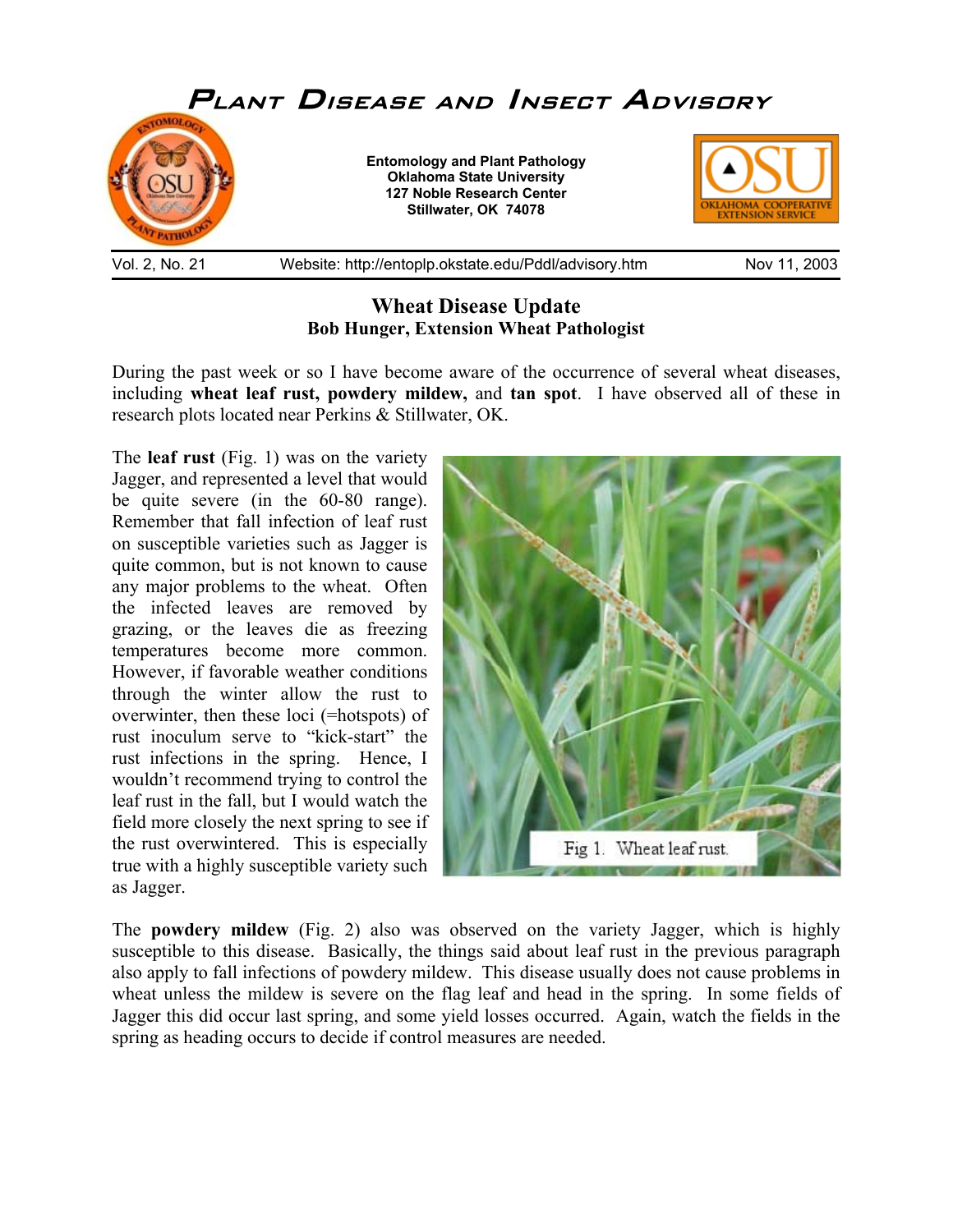# Plant Disease and Insect Advisory

**Entomology and Plant Pathology**
**Oklahoma State University**
**127 Noble Research Center**
**Stillwater, OK 74078**

Vol. 2, No. 21 | Website: http://entoplp.okstate.edu/Pddl/advisory.htm | Nov 11, 2003

## Wheat Disease Update

**Bob Hunger, Extension Wheat Pathologist**

During the past week or so I have become aware of the occurrence of several wheat diseases, including **wheat leaf rust, powdery mildew,** and **tan spot**. I have observed all of these in research plots located near Perkins & Stillwater, OK.

The **leaf rust** (Fig. 1) was on the variety Jagger, and represented a level that would be quite severe (in the 60-80 range). Remember that fall infection of leaf rust on susceptible varieties such as Jagger is quite common, but is not known to cause any major problems to the wheat. Often the infected leaves are removed by grazing, or the leaves die as freezing temperatures become more common. However, if favorable weather conditions through the winter allow the rust to overwinter, then these loci (=hotspots) of rust inoculum serve to "kick-start" the rust infections in the spring. Hence, I wouldn't recommend trying to control the leaf rust in the fall, but I would watch the field more closely the next spring to see if the rust overwintered. This is especially true with a highly susceptible variety such as Jagger.

Fig 1. Wheat leaf rust.

The **powdery mildew** (Fig. 2) also was observed on the variety Jagger, which is highly susceptible to this disease. Basically, the things said about leaf rust in the previous paragraph also apply to fall infections of powdery mildew. This disease usually does not cause problems in wheat unless the mildew is severe on the flag leaf and head in the spring. In some fields of Jagger this did occur last spring, and some yield losses occurred. Again, watch the fields in the spring as heading occurs to decide if control measures are needed.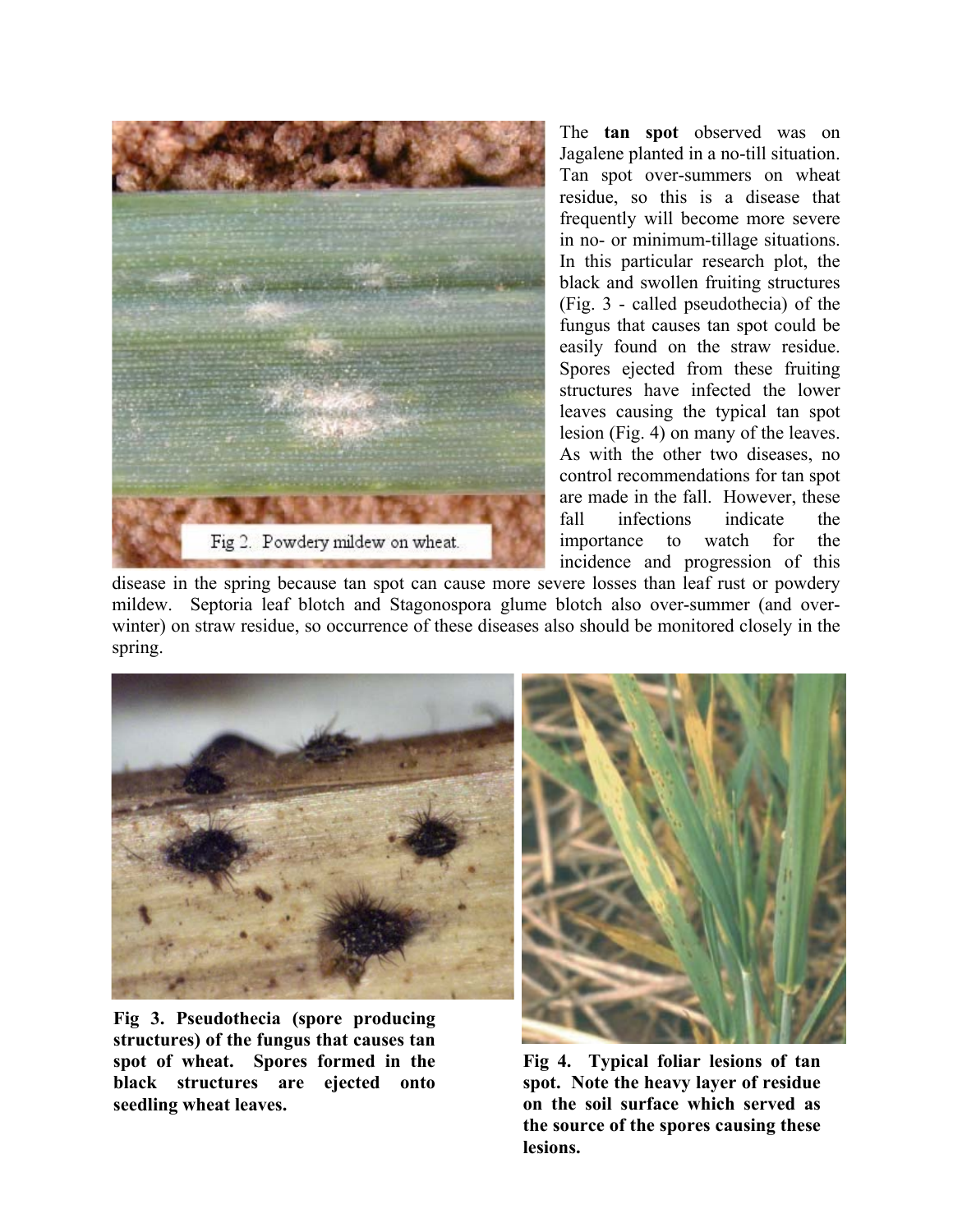Fig 2. Powdery mildew on wheat.

The **tan spot** observed was on Jagalene planted in a no-till situation. Tan spot over-summers on wheat residue, so this is a disease that frequently will become more severe in no- or minimum-tillage situations. In this particular research plot, the black and swollen fruiting structures (Fig. 3 - called pseudothecia) of the fungus that causes tan spot could be easily found on the straw residue. Spores ejected from these fruiting structures have infected the lower leaves causing the typical tan spot lesion (Fig. 4) on many of the leaves. As with the other two diseases, no control recommendations for tan spot are made in the fall. However, these fall infections indicate the importance to watch for the incidence and progression of this disease in the spring because tan spot can cause more severe losses than leaf rust or powdery mildew. Septoria leaf blotch and Stagonospora glume blotch also over-summer (and over-winter) on straw residue, so occurrence of these diseases also should be monitored closely in the spring.

**Fig 3. Pseudothecia (spore producing structures) of the fungus that causes tan spot of wheat. Spores formed in the black structures are ejected onto seedling wheat leaves.**

**Fig 4. Typical foliar lesions of tan spot. Note the heavy layer of residue on the soil surface which served as the source of the spores causing these lesions.**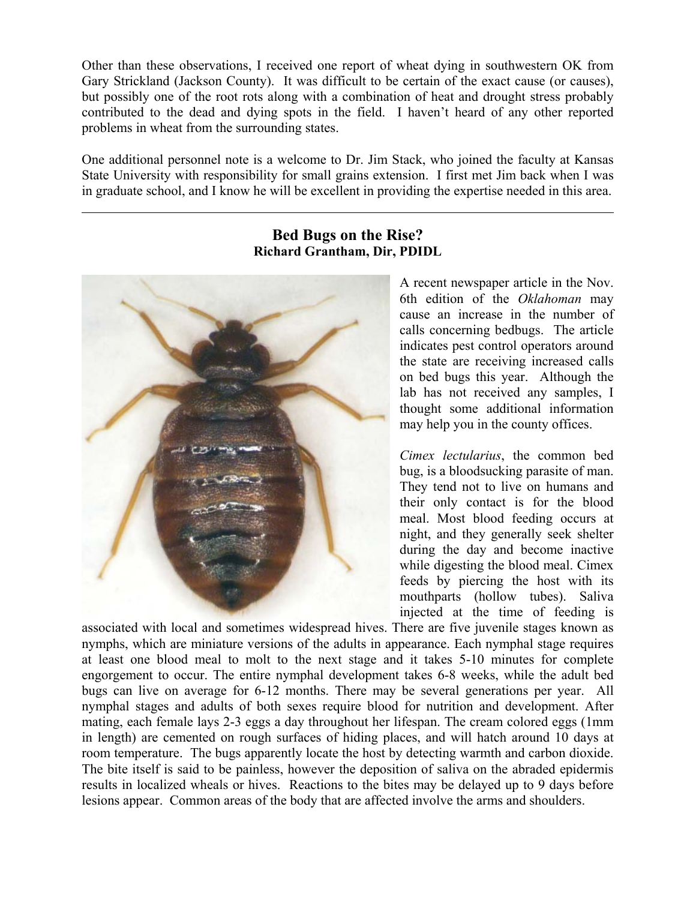Other than these observations, I received one report of wheat dying in southwestern OK from Gary Strickland (Jackson County). It was difficult to be certain of the exact cause (or causes), but possibly one of the root rots along with a combination of heat and drought stress probably contributed to the dead and dying spots in the field. I haven't heard of any other reported problems in wheat from the surrounding states.

One additional personnel note is a welcome to Dr. Jim Stack, who joined the faculty at Kansas State University with responsibility for small grains extension. I first met Jim back when I was in graduate school, and I know he will be excellent in providing the expertise needed in this area.

---

## Bed Bugs on the Rise?

**Richard Grantham, Dir, PDIDL**

A recent newspaper article in the Nov. 6th edition of the *Oklahoman* may cause an increase in the number of calls concerning bedbugs. The article indicates pest control operators around the state are receiving increased calls on bed bugs this year. Although the lab has not received any samples, I thought some additional information may help you in the county offices.

*Cimex lectularius*, the common bed bug, is a bloodsucking parasite of man. They tend not to live on humans and their only contact is for the blood meal. Most blood feeding occurs at night, and they generally seek shelter during the day and become inactive while digesting the blood meal. Cimex feeds by piercing the host with its mouthparts (hollow tubes). Saliva injected at the time of feeding is associated with local and sometimes widespread hives. There are five juvenile stages known as nymphs, which are miniature versions of the adults in appearance. Each nymphal stage requires at least one blood meal to molt to the next stage and it takes 5-10 minutes for complete engorgement to occur. The entire nymphal development takes 6-8 weeks, while the adult bed bugs can live on average for 6-12 months. There may be several generations per year. All nymphal stages and adults of both sexes require blood for nutrition and development. After mating, each female lays 2-3 eggs a day throughout her lifespan. The cream colored eggs (1mm in length) are cemented on rough surfaces of hiding places, and will hatch around 10 days at room temperature. The bugs apparently locate the host by detecting warmth and carbon dioxide. The bite itself is said to be painless, however the deposition of saliva on the abraded epidermis results in localized wheals or hives. Reactions to the bites may be delayed up to 9 days before lesions appear. Common areas of the body that are affected involve the arms and shoulders.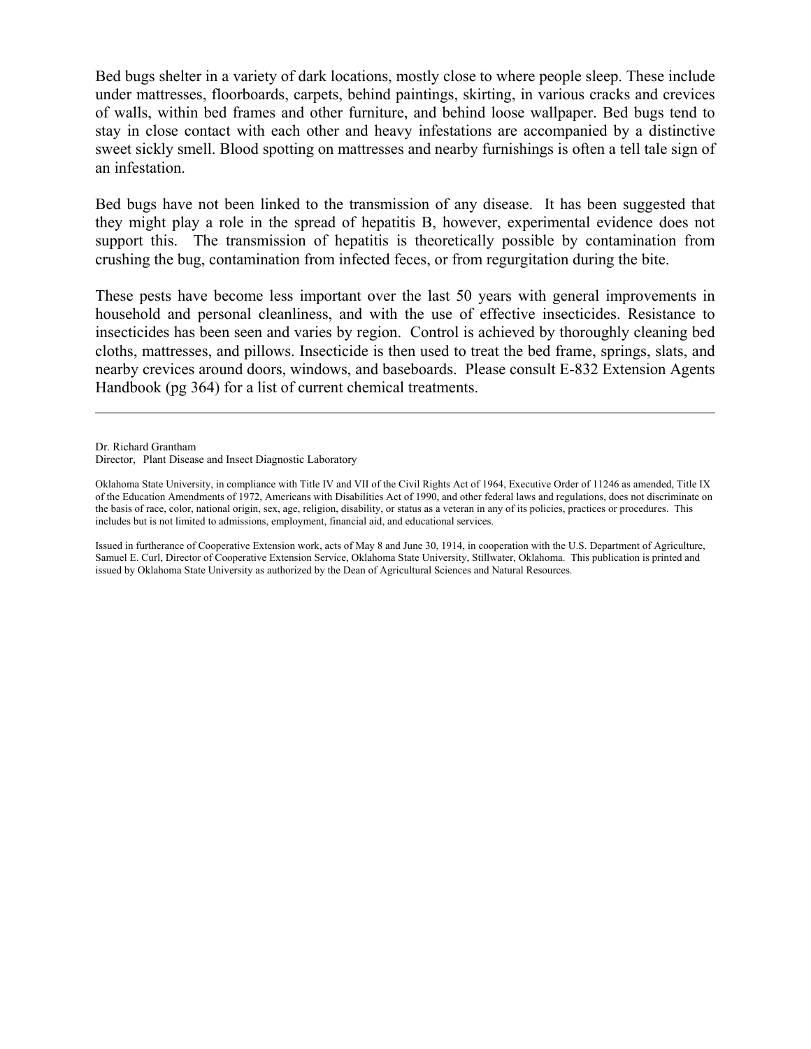Bed bugs shelter in a variety of dark locations, mostly close to where people sleep. These include under mattresses, floorboards, carpets, behind paintings, skirting, in various cracks and crevices of walls, within bed frames and other furniture, and behind loose wallpaper. Bed bugs tend to stay in close contact with each other and heavy infestations are accompanied by a distinctive sweet sickly smell. Blood spotting on mattresses and nearby furnishings is often a tell tale sign of an infestation.

Bed bugs have not been linked to the transmission of any disease. It has been suggested that they might play a role in the spread of hepatitis B, however, experimental evidence does not support this. The transmission of hepatitis is theoretically possible by contamination from crushing the bug, contamination from infected feces, or from regurgitation during the bite.

These pests have become less important over the last 50 years with general improvements in household and personal cleanliness, and with the use of effective insecticides. Resistance to insecticides has been seen and varies by region. Control is achieved by thoroughly cleaning bed cloths, mattresses, and pillows. Insecticide is then used to treat the bed frame, springs, slats, and nearby crevices around doors, windows, and baseboards. Please consult E-832 Extension Agents Handbook (pg 364) for a list of current chemical treatments.

---

Dr. Richard Grantham
Director, Plant Disease and Insect Diagnostic Laboratory

Oklahoma State University, in compliance with Title IV and VII of the Civil Rights Act of 1964, Executive Order of 11246 as amended, Title IX of the Education Amendments of 1972, Americans with Disabilities Act of 1990, and other federal laws and regulations, does not discriminate on the basis of race, color, national origin, sex, age, religion, disability, or status as a veteran in any of its policies, practices or procedures. This includes but is not limited to admissions, employment, financial aid, and educational services.

Issued in furtherance of Cooperative Extension work, acts of May 8 and June 30, 1914, in cooperation with the U.S. Department of Agriculture, Samuel E. Curl, Director of Cooperative Extension Service, Oklahoma State University, Stillwater, Oklahoma. This publication is printed and issued by Oklahoma State University as authorized by the Dean of Agricultural Sciences and Natural Resources.